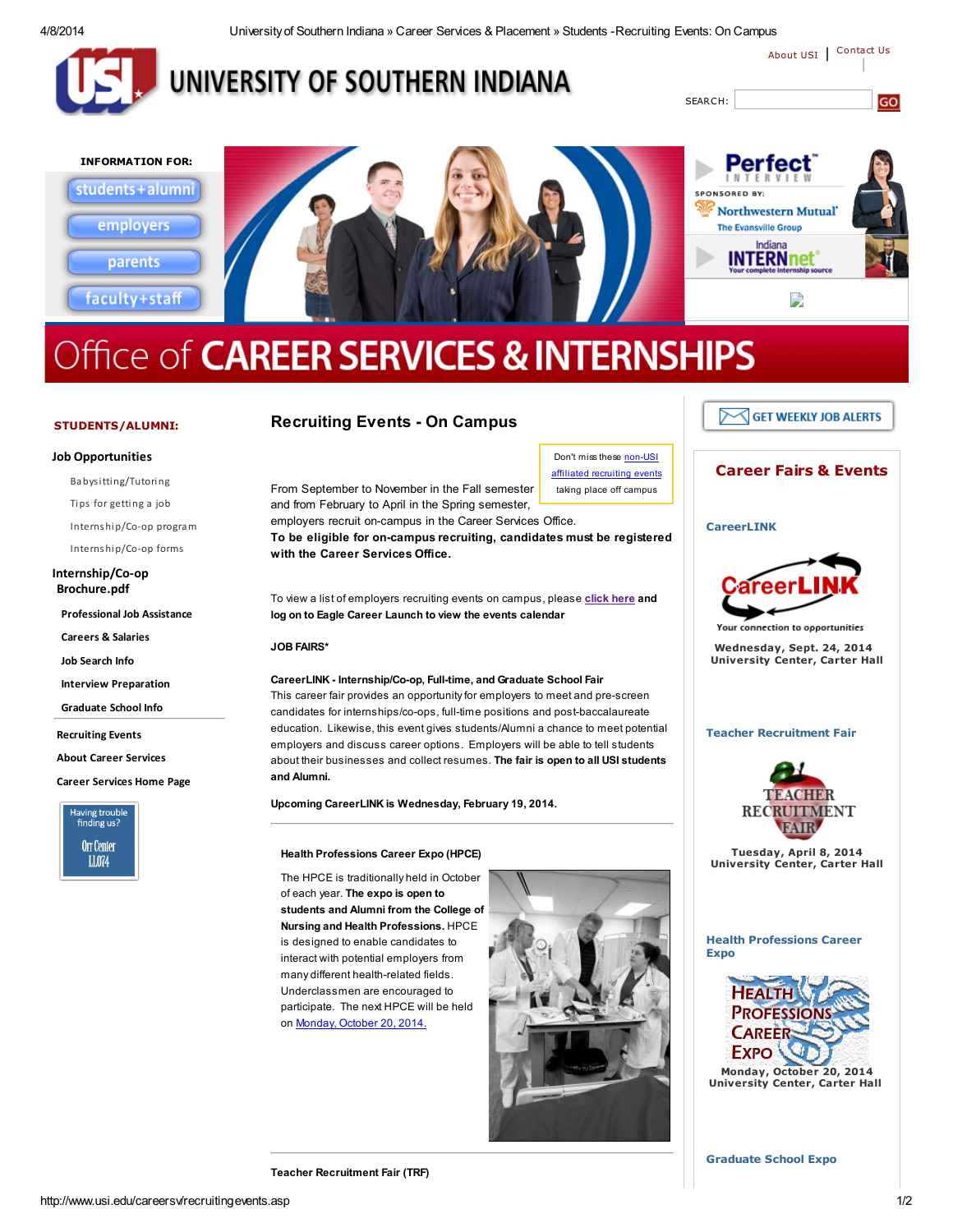UNIVERSITY OF SOUTHERN INDIANA

About USI | Contact Us

SEARCH: GO

INFORMATION FOR:

- students+alumni
- employers
- parents
- faculty+staff

Perfect INTERVIEW
SPONSORED BY: Northwestern Mutual The Evansville Group

Indiana INTERNnet Your complete internship source

# Office of CAREER SERVICES & INTERNSHIPS

**STUDENTS/ALUMNI:**

**Job Opportunities**

- Babysitting/Tutoring
- Tips for getting a job
- Internship/Co-op program
- Internship/Co-op forms

**Internship/Co-op Brochure.pdf**

- **Professional Job Assistance**
- **Careers & Salaries**
- **Job Search Info**
- **Interview Preparation**
- **Graduate School Info**

**Recruiting Events**

**About Career Services**

**Career Services Home Page**

Having trouble finding us? Orr Center LL074

## Recruiting Events - On Campus

Don't miss these non-USI affiliated recruiting events taking place off campus

From September to November in the Fall semester and from February to April in the Spring semester, employers recruit on-campus in the Career Services Office.
**To be eligible for on-campus recruiting, candidates must be registered with the Career Services Office.**

To view a list of employers recruiting events on campus, please **click here and log on to Eagle Career Launch to view the events calendar**

**JOB FAIRS***

**CareerLINK - Internship/Co-op, Full-time, and Graduate School Fair**
This career fair provides an opportunity for employers to meet and pre-screen candidates for internships/co-ops, full-time positions and post-baccalaureate education. Likewise, this event gives students/Alumni a chance to meet potential employers and discuss career options. Employers will be able to tell students about their businesses and collect resumes. **The fair is open to all USI students and Alumni.**

**Upcoming CareerLINK is Wednesday, February 19, 2014.**

**Health Professions Career Expo (HPCE)**

The HPCE is traditionally held in October of each year. **The expo is open to students and Alumni from the College of Nursing and Health Professions.** HPCE is designed to enable candidates to interact with potential employers from many different health-related fields. Underclassmen are encouraged to participate. The next HPCE will be held on Monday, October 20, 2014.

**Teacher Recruitment Fair (TRF)**

GET WEEKLY JOB ALERTS

## Career Fairs & Events

**CareerLINK**

CareerLINK — Your connection to opportunities

Wednesday, Sept. 24, 2014
University Center, Carter Hall

**Teacher Recruitment Fair**

TEACHER RECRUITMENT FAIR

Tuesday, April 8, 2014
University Center, Carter Hall

**Health Professions Career Expo**

HEALTH PROFESSIONS CAREER EXPO

Monday, October 20, 2014
University Center, Carter Hall

**Graduate School Expo**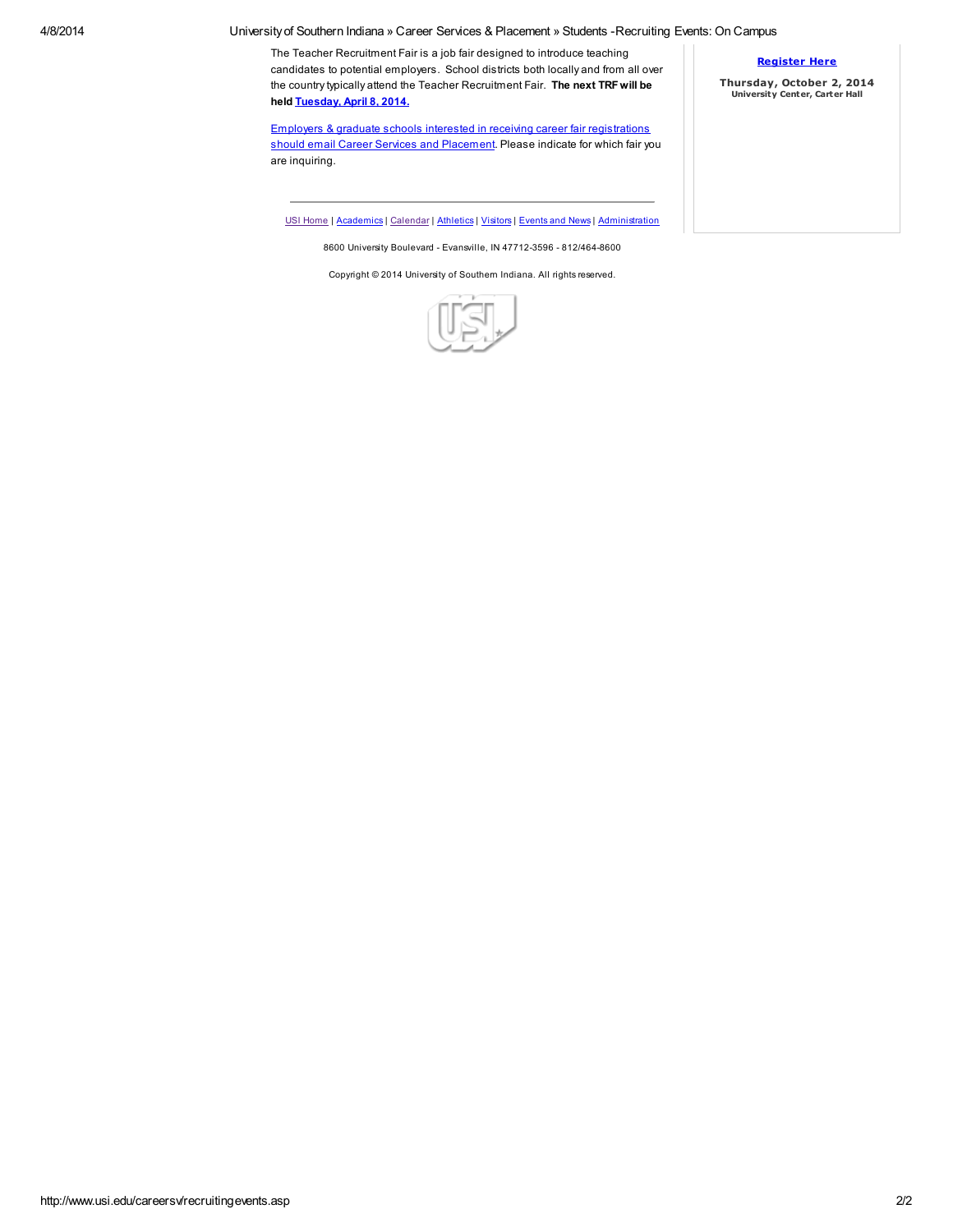The Teacher Recruitment Fair is a job fair designed to introduce teaching candidates to potential employers. School districts both locally and from all over the country typically attend the Teacher Recruitment Fair. **The next TRF will be held Tuesday, April 8, 2014.**

Employers & graduate schools interested in receiving career fair registrations should email Career Services and Placement. Please indicate for which fair you are inquiring.

**Register Here**

**Thursday, October 2, 2014**
**University Center, Carter Hall**

---

USI Home | Academics | Calendar | Athletics | Visitors | Events and News | Administration

8600 University Boulevard - Evansville, IN 47712-3596 - 812/464-8600

Copyright © 2014 University of Southern Indiana. All rights reserved.